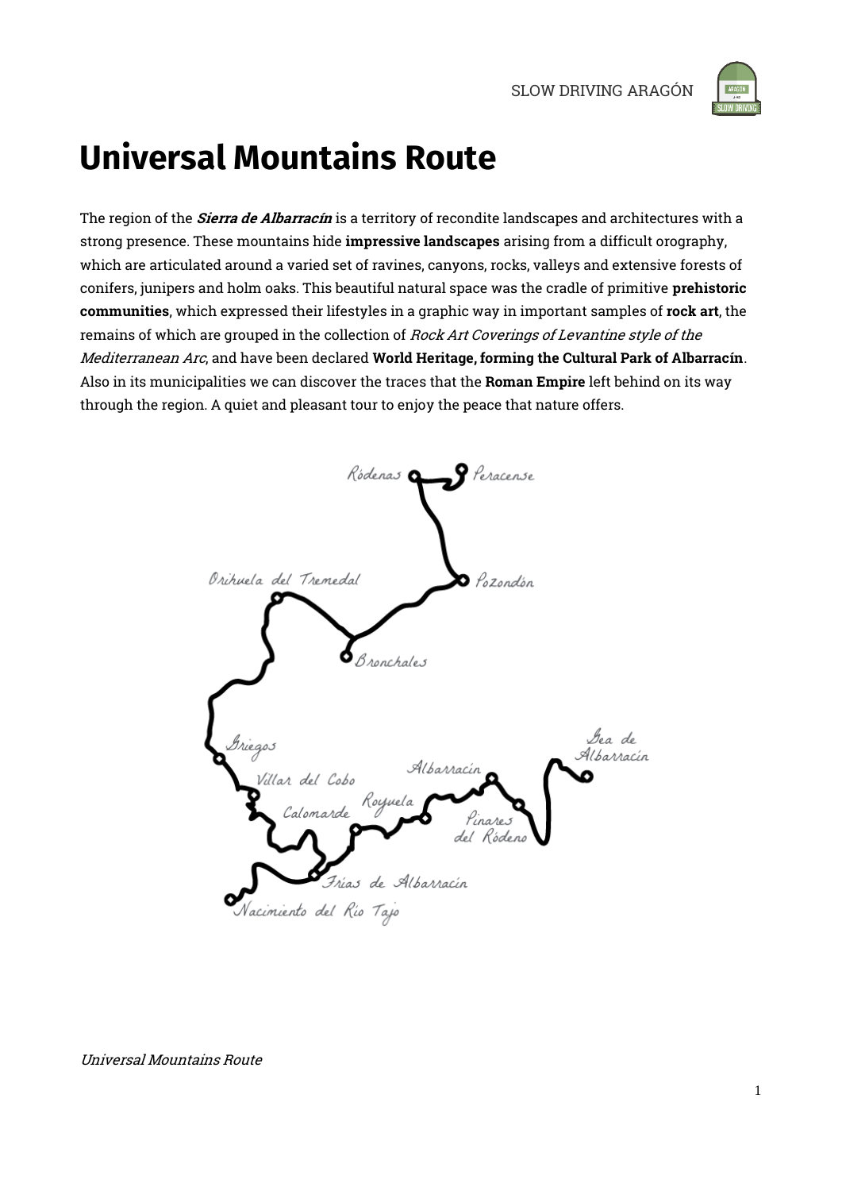# Universal Mountains Route

The region of the ***Sierra de Albarracín*** is a territory of recondite landscapes and architectures with a strong presence. These mountains hide **impressive landscapes** arising from a difficult orography, which are articulated around a varied set of ravines, canyons, rocks, valleys and extensive forests of conifers, junipers and holm oaks. This beautiful natural space was the cradle of primitive **prehistoric communities**, which expressed their lifestyles in a graphic way in important samples of **rock art**, the remains of which are grouped in the collection of *Rock Art Coverings of Levantine style of the Mediterranean Arc*, and have been declared **World Heritage, forming the Cultural Park of Albarracín**. Also in its municipalities we can discover the traces that the **Roman Empire** left behind on its way through the region. A quiet and pleasant tour to enjoy the peace that nature offers.

Ródenas, Peracense, Pozondón, Orihuela del Tremedal, Bronchales, Griegos, Villar del Cobo, Calomarde, Royuela, Albarracín, Gea de Albarracín, Pinares del Rodeno, Frías de Albarracín, Nacimiento del Río Tajo

*Universal Mountains Route*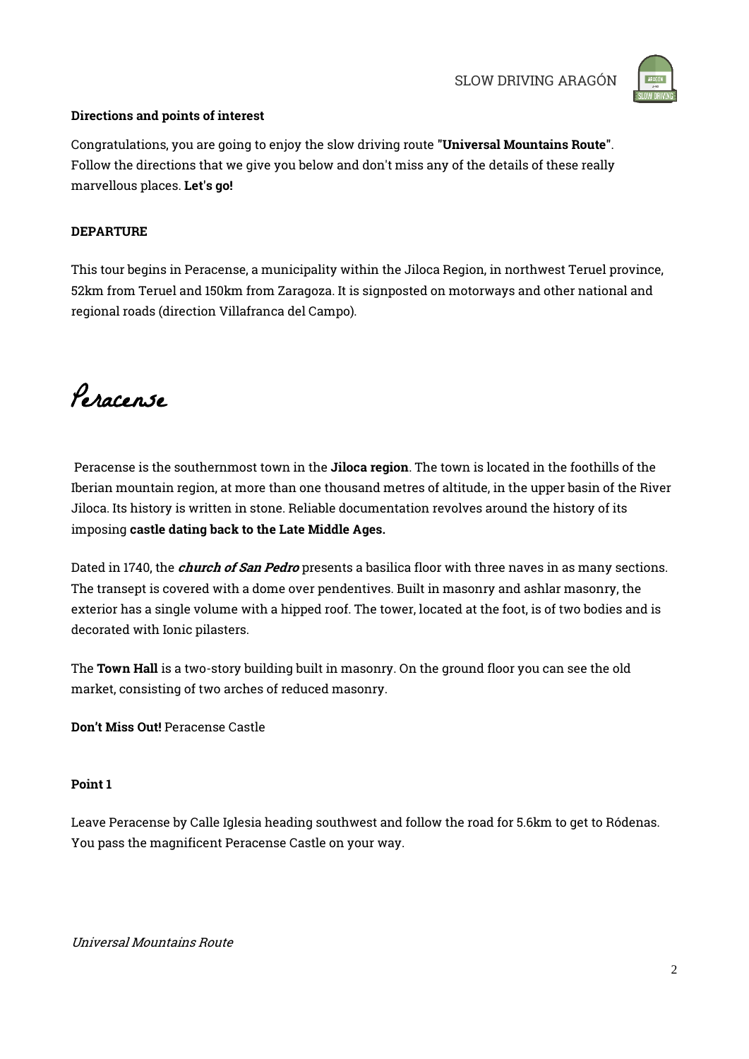**Directions and points of interest**

Congratulations, you are going to enjoy the slow driving route **"Universal Mountains Route"**. Follow the directions that we give you below and don't miss any of the details of these really marvellous places. **Let's go!**

**DEPARTURE**

This tour begins in Peracense, a municipality within the Jiloca Region, in northwest Teruel province, 52km from Teruel and 150km from Zaragoza. It is signposted on motorways and other national and regional roads (direction Villafranca del Campo).

# Peracense

Peracense is the southernmost town in the **Jiloca region**. The town is located in the foothills of the Iberian mountain region, at more than one thousand metres of altitude, in the upper basin of the River Jiloca. Its history is written in stone. Reliable documentation revolves around the history of its imposing **castle dating back to the Late Middle Ages.**

Dated in 1740, the ***church of San Pedro*** presents a basilica floor with three naves in as many sections. The transept is covered with a dome over pendentives. Built in masonry and ashlar masonry, the exterior has a single volume with a hipped roof. The tower, located at the foot, is of two bodies and is decorated with Ionic pilasters.

The **Town Hall** is a two-story building built in masonry. On the ground floor you can see the old market, consisting of two arches of reduced masonry.

**Don't Miss Out!** Peracense Castle

**Point 1**

Leave Peracense by Calle Iglesia heading southwest and follow the road for 5.6km to get to Ródenas. You pass the magnificent Peracense Castle on your way.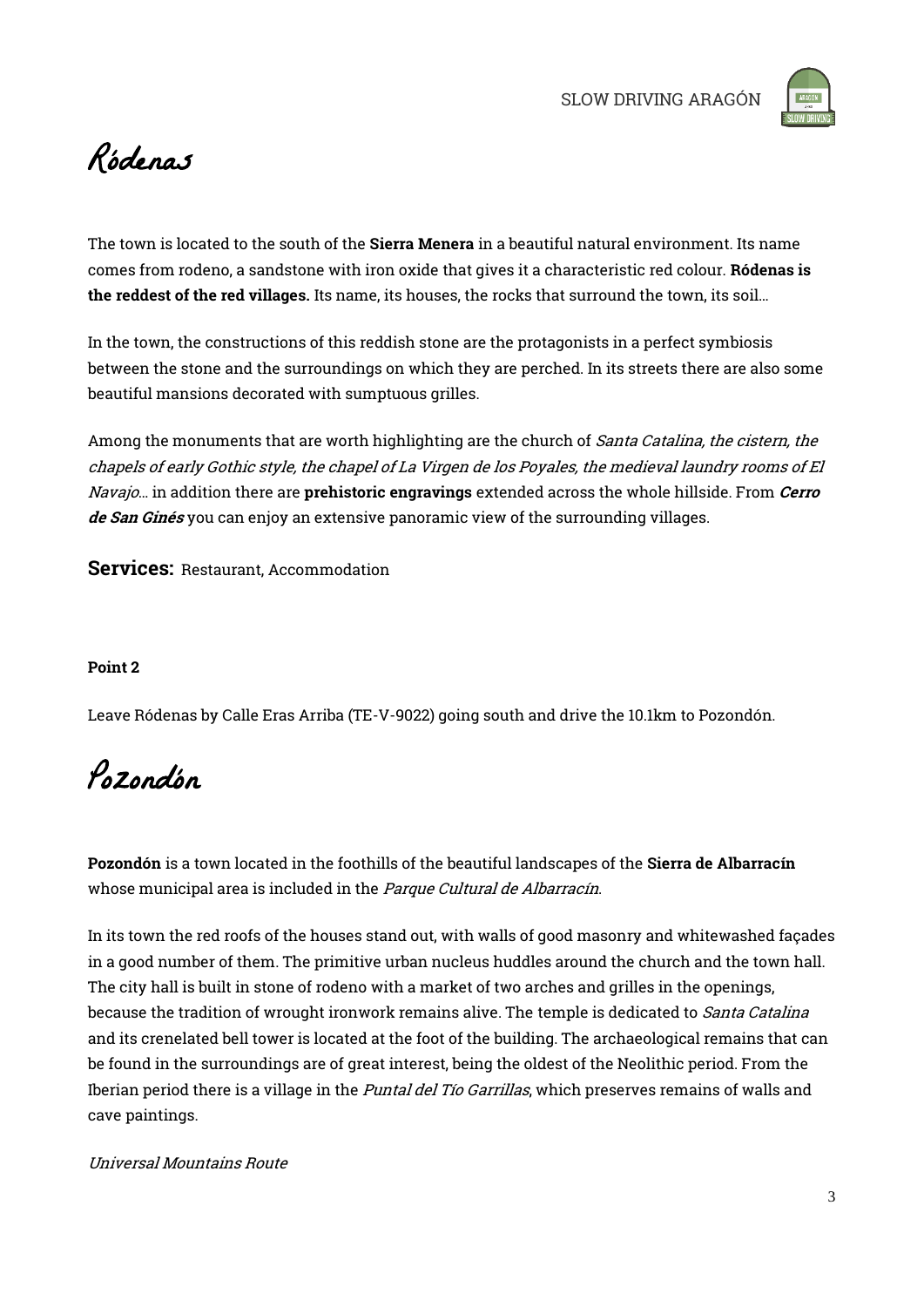# Ródenas

The town is located to the south of the **Sierra Menera** in a beautiful natural environment. Its name comes from rodeno, a sandstone with iron oxide that gives it a characteristic red colour. **Ródenas is the reddest of the red villages.** Its name, its houses, the rocks that surround the town, its soil...

In the town, the constructions of this reddish stone are the protagonists in a perfect symbiosis between the stone and the surroundings on which they are perched. In its streets there are also some beautiful mansions decorated with sumptuous grilles.

Among the monuments that are worth highlighting are the church of *Santa Catalina, the cistern, the chapels of early Gothic style, the chapel of La Virgen de los Poyales, the medieval laundry rooms of El Navajo*... in addition there are **prehistoric engravings** extended across the whole hillside. From ***Cerro de San Ginés*** you can enjoy an extensive panoramic view of the surrounding villages.

**Services:** Restaurant, Accommodation

**Point 2**

Leave Ródenas by Calle Eras Arriba (TE-V-9022) going south and drive the 10.1km to Pozondón.

# Pozondón

**Pozondón** is a town located in the foothills of the beautiful landscapes of the **Sierra de Albarracín** whose municipal area is included in the *Parque Cultural de Albarracín*.

In its town the red roofs of the houses stand out, with walls of good masonry and whitewashed façades in a good number of them. The primitive urban nucleus huddles around the church and the town hall. The city hall is built in stone of rodeno with a market of two arches and grilles in the openings, because the tradition of wrought ironwork remains alive. The temple is dedicated to *Santa Catalina* and its crenelated bell tower is located at the foot of the building. The archaeological remains that can be found in the surroundings are of great interest, being the oldest of the Neolithic period. From the Iberian period there is a village in the *Puntal del Tío Garrillas*, which preserves remains of walls and cave paintings.

*Universal Mountains Route*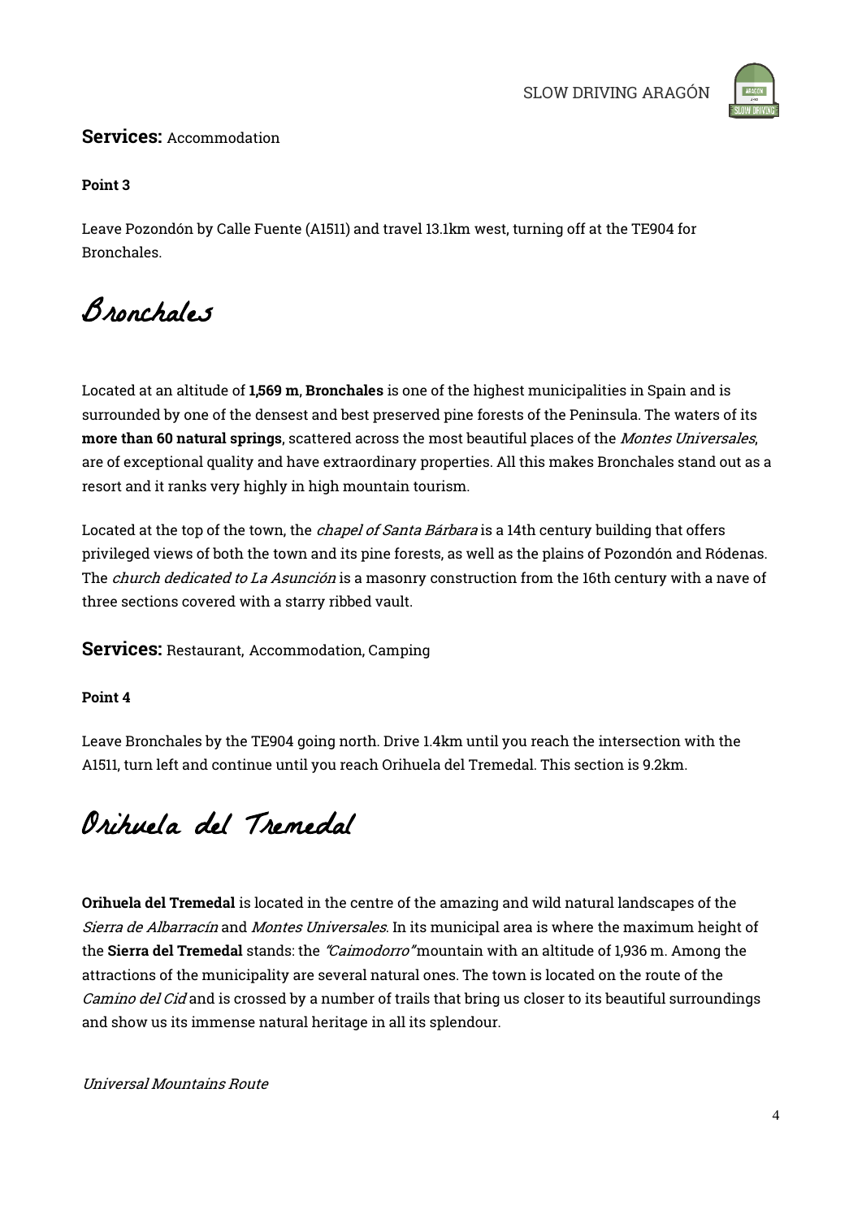**Services:** Accommodation

**Point 3**

Leave Pozondón by Calle Fuente (A1511) and travel 13.1km west, turning off at the TE904 for Bronchales.

# Bronchales

Located at an altitude of **1,569 m**, **Bronchales** is one of the highest municipalities in Spain and is surrounded by one of the densest and best preserved pine forests of the Peninsula. The waters of its **more than 60 natural springs**, scattered across the most beautiful places of the *Montes Universales*, are of exceptional quality and have extraordinary properties. All this makes Bronchales stand out as a resort and it ranks very highly in high mountain tourism.

Located at the top of the town, the *chapel of Santa Bárbara* is a 14th century building that offers privileged views of both the town and its pine forests, as well as the plains of Pozondón and Ródenas. The *church dedicated to La Asunción* is a masonry construction from the 16th century with a nave of three sections covered with a starry ribbed vault.

**Services:** Restaurant, Accommodation, Camping

**Point 4**

Leave Bronchales by the TE904 going north. Drive 1.4km until you reach the intersection with the A1511, turn left and continue until you reach Orihuela del Tremedal. This section is 9.2km.

# Orihuela del Tremedal

**Orihuela del Tremedal** is located in the centre of the amazing and wild natural landscapes of the *Sierra de Albarracín* and *Montes Universales*. In its municipal area is where the maximum height of the **Sierra del Tremedal** stands: the *"Caimodorro"* mountain with an altitude of 1,936 m. Among the attractions of the municipality are several natural ones. The town is located on the route of the *Camino del Cid* and is crossed by a number of trails that bring us closer to its beautiful surroundings and show us its immense natural heritage in all its splendour.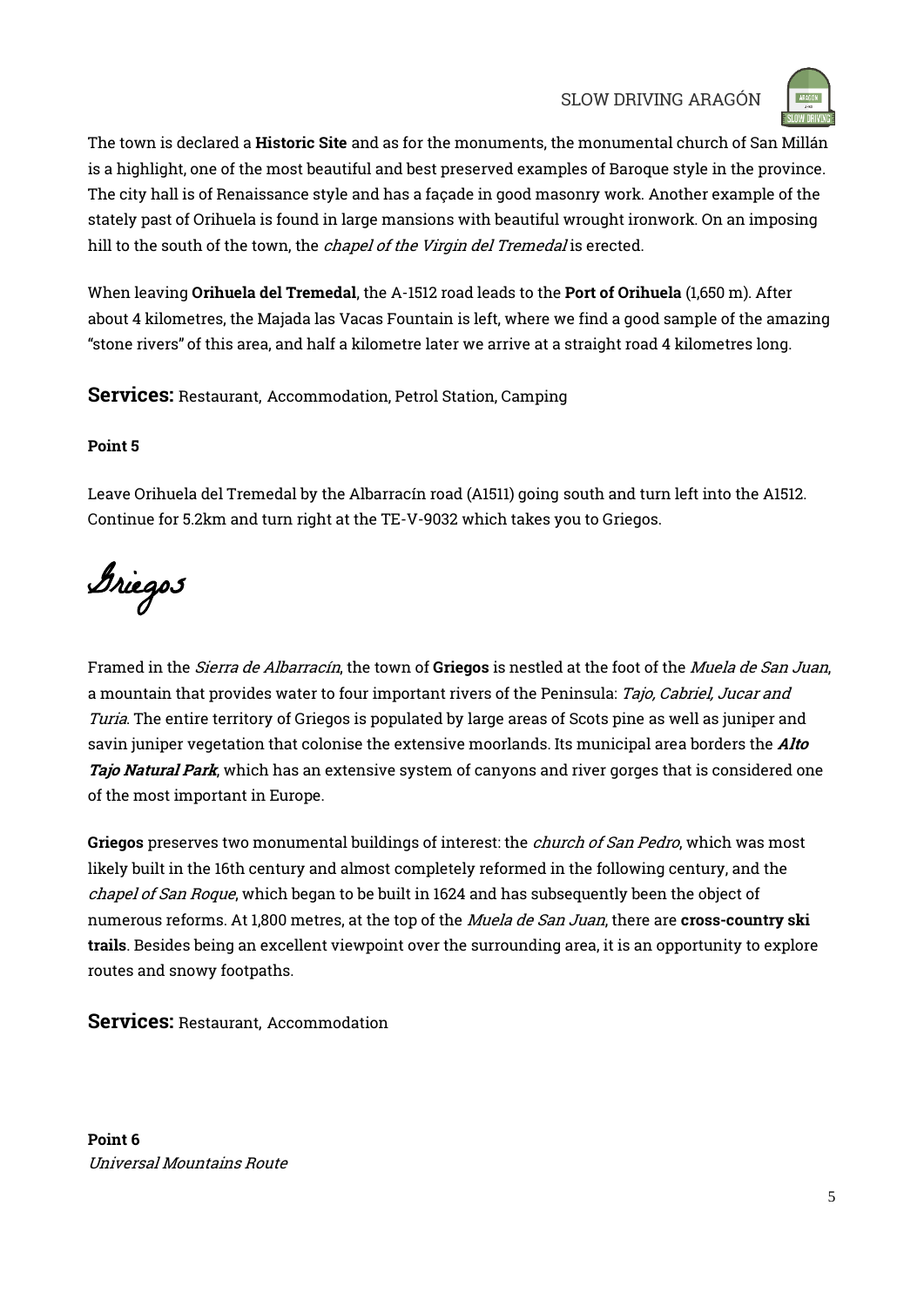The town is declared a **Historic Site** and as for the monuments, the monumental church of San Millán is a highlight, one of the most beautiful and best preserved examples of Baroque style in the province. The city hall is of Renaissance style and has a façade in good masonry work. Another example of the stately past of Orihuela is found in large mansions with beautiful wrought ironwork. On an imposing hill to the south of the town, the *chapel of the Virgin del Tremedal* is erected.

When leaving **Orihuela del Tremedal**, the A-1512 road leads to the **Port of Orihuela** (1,650 m). After about 4 kilometres, the Majada las Vacas Fountain is left, where we find a good sample of the amazing "stone rivers" of this area, and half a kilometre later we arrive at a straight road 4 kilometres long.

**Services:** Restaurant, Accommodation, Petrol Station, Camping

**Point 5**

Leave Orihuela del Tremedal by the Albarracín road (A1511) going south and turn left into the A1512. Continue for 5.2km and turn right at the TE-V-9032 which takes you to Griegos.

# Griegos

Framed in the *Sierra de Albarracín*, the town of **Griegos** is nestled at the foot of the *Muela de San Juan*, a mountain that provides water to four important rivers of the Peninsula: *Tajo, Cabriel, Jucar and Turia*. The entire territory of Griegos is populated by large areas of Scots pine as well as juniper and savin juniper vegetation that colonise the extensive moorlands. Its municipal area borders the ***Alto Tajo Natural Park***, which has an extensive system of canyons and river gorges that is considered one of the most important in Europe.

**Griegos** preserves two monumental buildings of interest: the *church of San Pedro*, which was most likely built in the 16th century and almost completely reformed in the following century, and the *chapel of San Roque*, which began to be built in 1624 and has subsequently been the object of numerous reforms. At 1,800 metres, at the top of the *Muela de San Juan*, there are **cross-country ski trails**. Besides being an excellent viewpoint over the surrounding area, it is an opportunity to explore routes and snowy footpaths.

**Services:** Restaurant, Accommodation

**Point 6**
*Universal Mountains Route*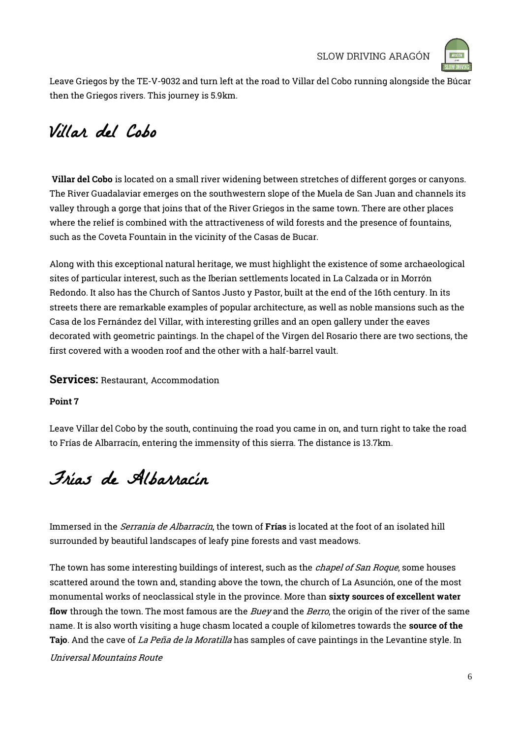Leave Griegos by the TE-V-9032 and turn left at the road to Villar del Cobo running alongside the Búcar then the Griegos rivers. This journey is 5.9km.

## Villar del Cobo

**Villar del Cobo** is located on a small river widening between stretches of different gorges or canyons. The River Guadalaviar emerges on the southwestern slope of the Muela de San Juan and channels its valley through a gorge that joins that of the River Griegos in the same town. There are other places where the relief is combined with the attractiveness of wild forests and the presence of fountains, such as the Coveta Fountain in the vicinity of the Casas de Bucar.

Along with this exceptional natural heritage, we must highlight the existence of some archaeological sites of particular interest, such as the Iberian settlements located in La Calzada or in Morrón Redondo. It also has the Church of Santos Justo y Pastor, built at the end of the 16th century. In its streets there are remarkable examples of popular architecture, as well as noble mansions such as the Casa de los Fernández del Villar, with interesting grilles and an open gallery under the eaves decorated with geometric paintings. In the chapel of the Virgen del Rosario there are two sections, the first covered with a wooden roof and the other with a half-barrel vault.

**Services:** Restaurant, Accommodation

**Point 7**

Leave Villar del Cobo by the south, continuing the road you came in on, and turn right to take the road to Frías de Albarracín, entering the immensity of this sierra. The distance is 13.7km.

## Frías de Albarracín

Immersed in the *Serrania de Albarracín*, the town of **Frías** is located at the foot of an isolated hill surrounded by beautiful landscapes of leafy pine forests and vast meadows.

The town has some interesting buildings of interest, such as the *chapel of San Roque*, some houses scattered around the town and, standing above the town, the church of La Asunción, one of the most monumental works of neoclassical style in the province. More than **sixty sources of excellent water flow** through the town. The most famous are the *Buey* and the *Berro*, the origin of the river of the same name. It is also worth visiting a huge chasm located a couple of kilometres towards the **source of the Tajo**. And the cave of *La Peña de la Moratilla* has samples of cave paintings in the Levantine style. In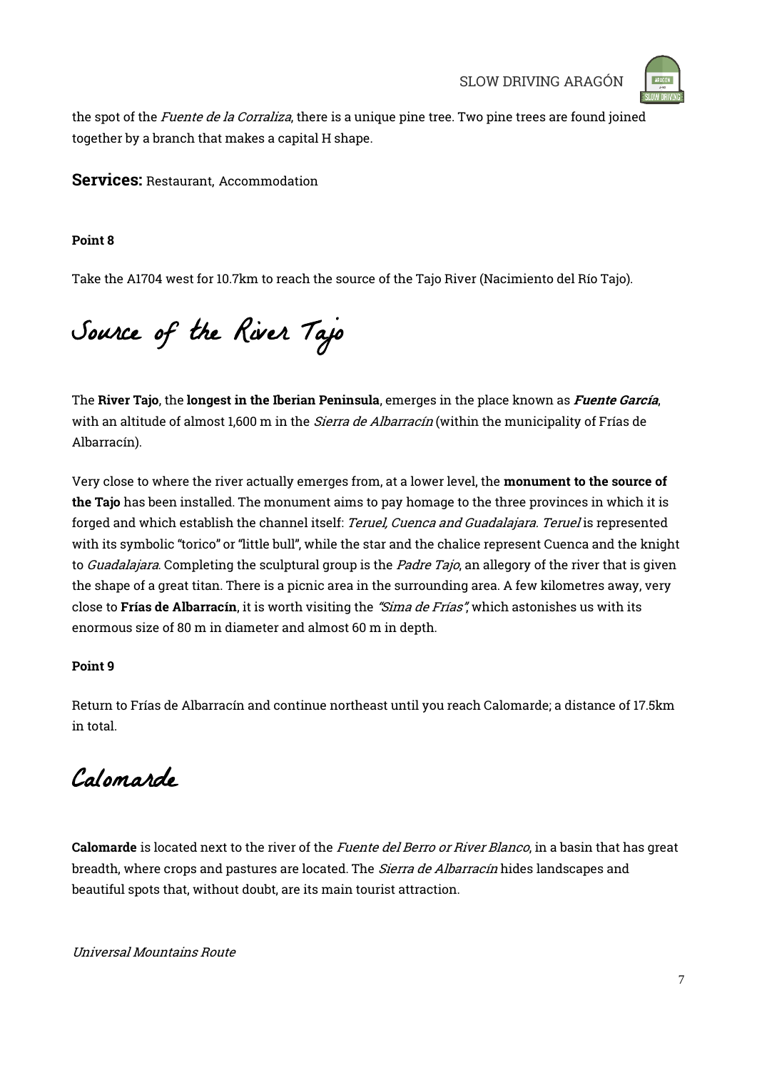the spot of the *Fuente de la Corraliza*, there is a unique pine tree. Two pine trees are found joined together by a branch that makes a capital H shape.

**Services:** Restaurant, Accommodation

**Point 8**

Take the A1704 west for 10.7km to reach the source of the Tajo River (Nacimiento del Río Tajo).

## Source of the River Tajo

The **River Tajo**, the **longest in the Iberian Peninsula**, emerges in the place known as ***Fuente García***, with an altitude of almost 1,600 m in the *Sierra de Albarracín* (within the municipality of Frías de Albarracín).

Very close to where the river actually emerges from, at a lower level, the **monument to the source of the Tajo** has been installed. The monument aims to pay homage to the three provinces in which it is forged and which establish the channel itself: *Teruel, Cuenca and Guadalajara*. *Teruel* is represented with its symbolic "torico" or "little bull", while the star and the chalice represent Cuenca and the knight to *Guadalajara*. Completing the sculptural group is the *Padre Tajo*, an allegory of the river that is given the shape of a great titan. There is a picnic area in the surrounding area. A few kilometres away, very close to **Frías de Albarracín**, it is worth visiting the *"Sima de Frías"*, which astonishes us with its enormous size of 80 m in diameter and almost 60 m in depth.

**Point 9**

Return to Frías de Albarracín and continue northeast until you reach Calomarde; a distance of 17.5km in total.

## Calomarde

**Calomarde** is located next to the river of the *Fuente del Berro or River Blanco*, in a basin that has great breadth, where crops and pastures are located. The *Sierra de Albarracín* hides landscapes and beautiful spots that, without doubt, are its main tourist attraction.

*Universal Mountains Route*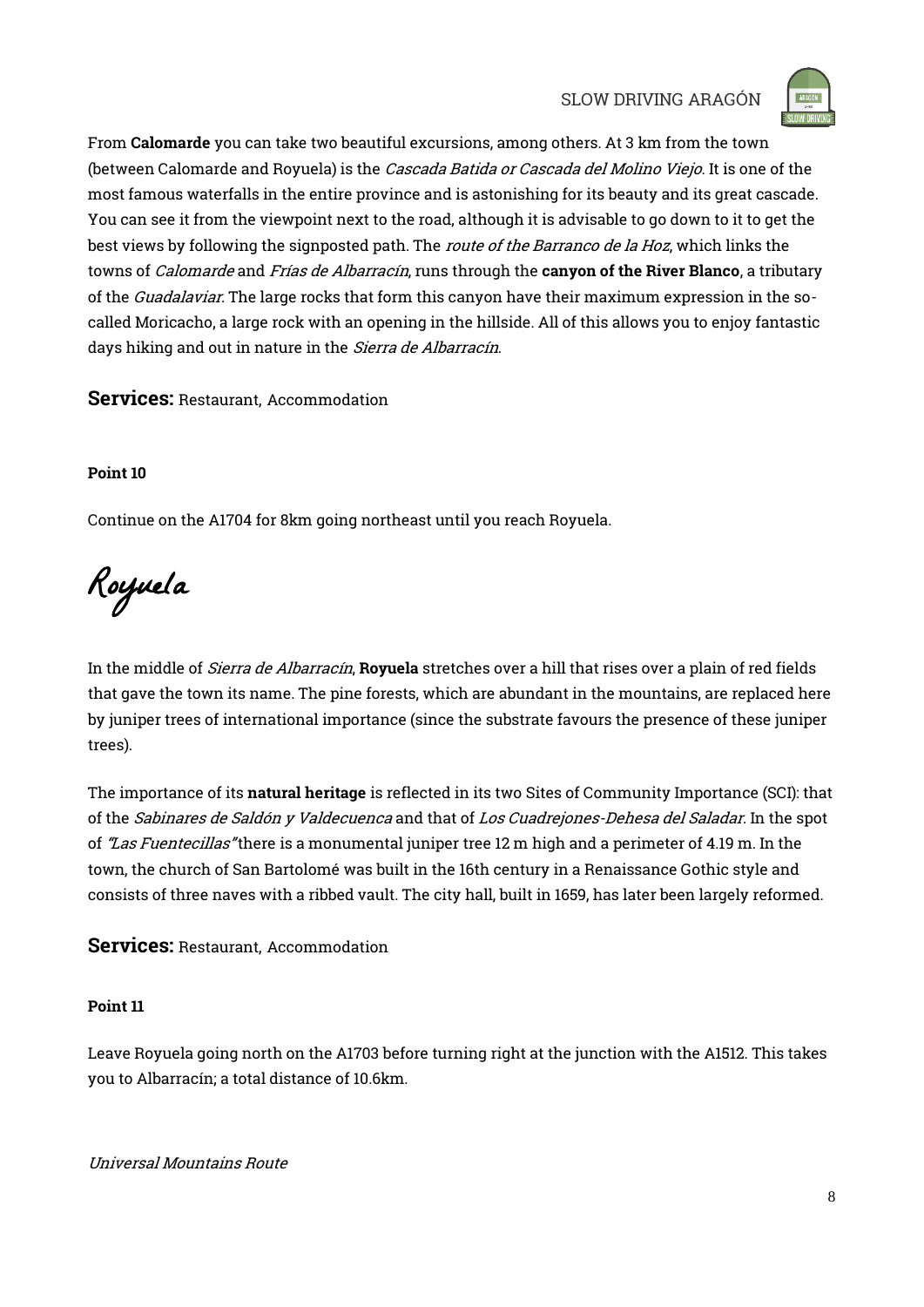From **Calomarde** you can take two beautiful excursions, among others. At 3 km from the town (between Calomarde and Royuela) is the *Cascada Batida or Cascada del Molino Viejo*. It is one of the most famous waterfalls in the entire province and is astonishing for its beauty and its great cascade. You can see it from the viewpoint next to the road, although it is advisable to go down to it to get the best views by following the signposted path. The *route of the Barranco de la Hoz*, which links the towns of *Calomarde* and *Frías de Albarracín*, runs through the **canyon of the River Blanco**, a tributary of the *Guadalaviar*. The large rocks that form this canyon have their maximum expression in the so-called Moricacho, a large rock with an opening in the hillside. All of this allows you to enjoy fantastic days hiking and out in nature in the *Sierra de Albarracín*.

**Services:** Restaurant, Accommodation

**Point 10**

Continue on the A1704 for 8km going northeast until you reach Royuela.

# Royuela

In the middle of *Sierra de Albarracín*, **Royuela** stretches over a hill that rises over a plain of red fields that gave the town its name. The pine forests, which are abundant in the mountains, are replaced here by juniper trees of international importance (since the substrate favours the presence of these juniper trees).

The importance of its **natural heritage** is reflected in its two Sites of Community Importance (SCI): that of the *Sabinares de Saldón y Valdecuenca* and that of *Los Cuadrejones-Dehesa del Saladar*. In the spot of *"Las Fuentecillas"* there is a monumental juniper tree 12 m high and a perimeter of 4.19 m. In the town, the church of San Bartolomé was built in the 16th century in a Renaissance Gothic style and consists of three naves with a ribbed vault. The city hall, built in 1659, has later been largely reformed.

**Services:** Restaurant, Accommodation

**Point 11**

Leave Royuela going north on the A1703 before turning right at the junction with the A1512. This takes you to Albarracín; a total distance of 10.6km.

*Universal Mountains Route*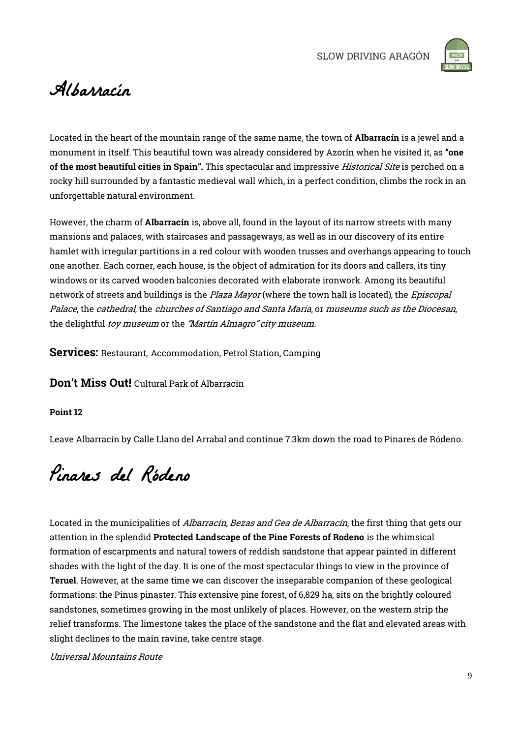# Albarracín

Located in the heart of the mountain range of the same name, the town of **Albarracín** is a jewel and a monument in itself. This beautiful town was already considered by Azorín when he visited it, as **"one of the most beautiful cities in Spain".** This spectacular and impressive *Historical Site* is perched on a rocky hill surrounded by a fantastic medieval wall which, in a perfect condition, climbs the rock in an unforgettable natural environment.

However, the charm of **Albarracín** is, above all, found in the layout of its narrow streets with many mansions and palaces, with staircases and passageways, as well as in our discovery of its entire hamlet with irregular partitions in a red colour with wooden trusses and overhangs appearing to touch one another. Each corner, each house, is the object of admiration for its doors and callers, its tiny windows or its carved wooden balconies decorated with elaborate ironwork. Among its beautiful network of streets and buildings is the *Plaza Mayor* (where the town hall is located), the *Episcopal Palace*, the *cathedral*, the *churches of Santiago and Santa Maria*, or *museums such as the Diocesan*, the delightful *toy museum* or the *"Martín Almagro" city museum*.

**Services:** Restaurant, Accommodation, Petrol Station, Camping

**Don't Miss Out!** Cultural Park of Albarracin

**Point 12**

Leave Albarracín by Calle Llano del Arrabal and continue 7.3km down the road to Pinares de Ródeno.

# Pinares del Ródeno

Located in the municipalities of *Albarracín, Bezas and Gea de Albarracín*, the first thing that gets our attention in the splendid **Protected Landscape of the Pine Forests of Rodeno** is the whimsical formation of escarpments and natural towers of reddish sandstone that appear painted in different shades with the light of the day. It is one of the most spectacular things to view in the province of **Teruel**. However, at the same time we can discover the inseparable companion of these geological formations: the Pinus pinaster. This extensive pine forest, of 6,829 ha, sits on the brightly coloured sandstones, sometimes growing in the most unlikely of places. However, on the western strip the relief transforms. The limestone takes the place of the sandstone and the flat and elevated areas with slight declines to the main ravine, take centre stage.

*Universal Mountains Route*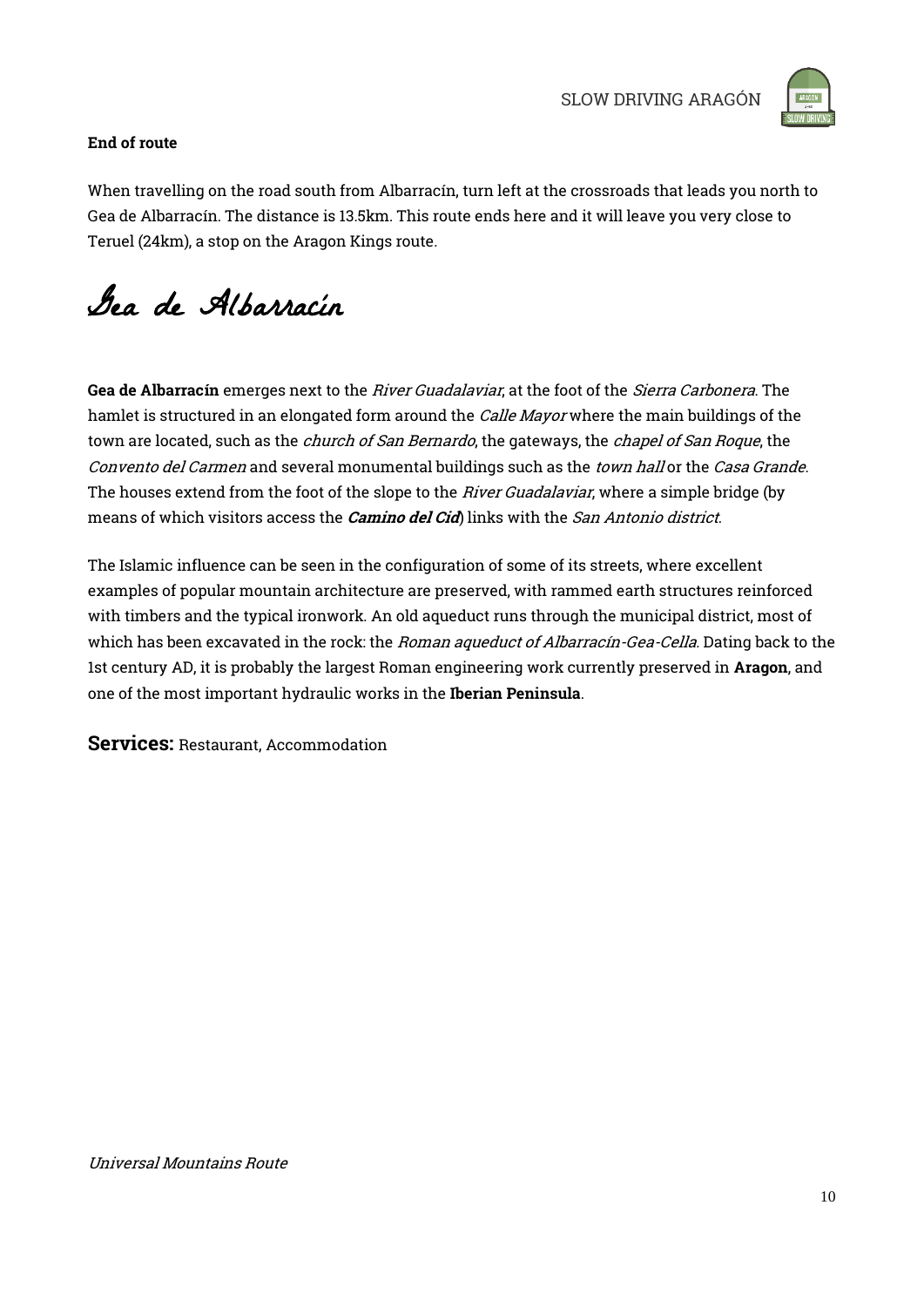**End of route**

When travelling on the road south from Albarracín, turn left at the crossroads that leads you north to Gea de Albarracín. The distance is 13.5km. This route ends here and it will leave you very close to Teruel (24km), a stop on the Aragon Kings route.

# Gea de Albarracín

**Gea de Albarracín** emerges next to the *River Guadalaviar*, at the foot of the *Sierra Carbonera*. The hamlet is structured in an elongated form around the *Calle Mayor* where the main buildings of the town are located, such as the *church of San Bernardo*, the gateways, the *chapel of San Roque*, the *Convento del Carmen* and several monumental buildings such as the *town hall* or the *Casa Grande*. The houses extend from the foot of the slope to the *River Guadalaviar*, where a simple bridge (by means of which visitors access the ***Camino del Cid***) links with the *San Antonio district*.

The Islamic influence can be seen in the configuration of some of its streets, where excellent examples of popular mountain architecture are preserved, with rammed earth structures reinforced with timbers and the typical ironwork. An old aqueduct runs through the municipal district, most of which has been excavated in the rock: the *Roman aqueduct of Albarracín-Gea-Cella*. Dating back to the 1st century AD, it is probably the largest Roman engineering work currently preserved in **Aragon**, and one of the most important hydraulic works in the **Iberian Peninsula**.

**Services:** Restaurant, Accommodation